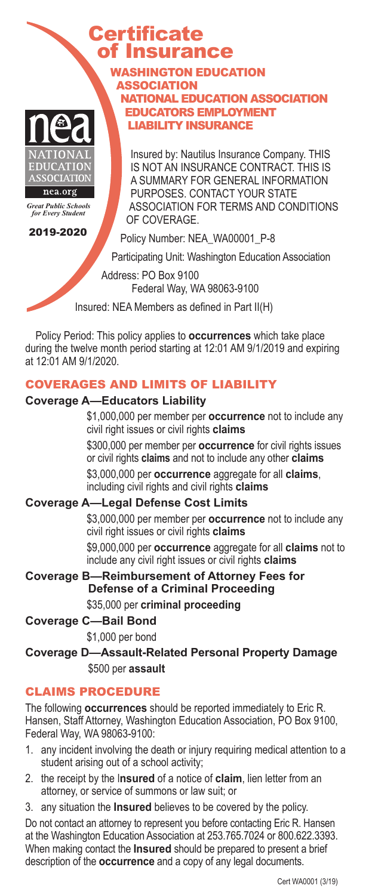# Certificate of Insurance

## WASHINGTON EDUCATION ASSOCIATION
## NATIONAL EDUCATION ASSOCIATION EDUCATORS EMPLOYMENT LIABILITY INSURANCE

NEA
NATIONAL EDUCATION ASSOCIATION
nea.org
*Great Public Schools for Every Student*

2019-2020

Insured by: Nautilus Insurance Company. THIS IS NOT AN INSURANCE CONTRACT. THIS IS A SUMMARY FOR GENERAL INFORMATION PURPOSES. CONTACT YOUR STATE ASSOCIATION FOR TERMS AND CONDITIONS OF COVERAGE.

Policy Number: NEA_WA00001_P-8

Participating Unit: Washington Education Association

Address: PO Box 9100
Federal Way, WA 98063-9100

Insured: NEA Members as defined in Part II(H)

Policy Period: This policy applies to **occurrences** which take place during the twelve month period starting at 12:01 AM 9/1/2019 and expiring at 12:01 AM 9/1/2020.

## COVERAGES AND LIMITS OF LIABILITY

**Coverage A—Educators Liability**

$1,000,000 per member per **occurrence** not to include any civil right issues or civil rights **claims**

$300,000 per member per **occurrence** for civil rights issues or civil rights **claims** and not to include any other **claims**

$3,000,000 per **occurrence** aggregate for all **claims**, including civil rights and civil rights **claims**

**Coverage A—Legal Defense Cost Limits**

$3,000,000 per member per **occurrence** not to include any civil right issues or civil rights **claims**

$9,000,000 per **occurrence** aggregate for all **claims** not to include any civil right issues or civil rights **claims**

**Coverage B—Reimbursement of Attorney Fees for Defense of a Criminal Proceeding**

$35,000 per **criminal proceeding**

**Coverage C—Bail Bond**

$1,000 per bond

**Coverage D—Assault-Related Personal Property Damage**

$500 per **assault**

## CLAIMS PROCEDURE

The following **occurrences** should be reported immediately to Eric R. Hansen, Staff Attorney, Washington Education Association, PO Box 9100, Federal Way, WA 98063-9100:

1. any incident involving the death or injury requiring medical attention to a student arising out of a school activity;
2. the receipt by the I**nsured** of a notice of **claim**, lien letter from an attorney, or service of summons or law suit; or
3. any situation the **Insured** believes to be covered by the policy.

Do not contact an attorney to represent you before contacting Eric R. Hansen at the Washington Education Association at 253.765.7024 or 800.622.3393. When making contact the **Insured** should be prepared to present a brief description of the **occurrence** and a copy of any legal documents.

Cert WA0001 (3/19)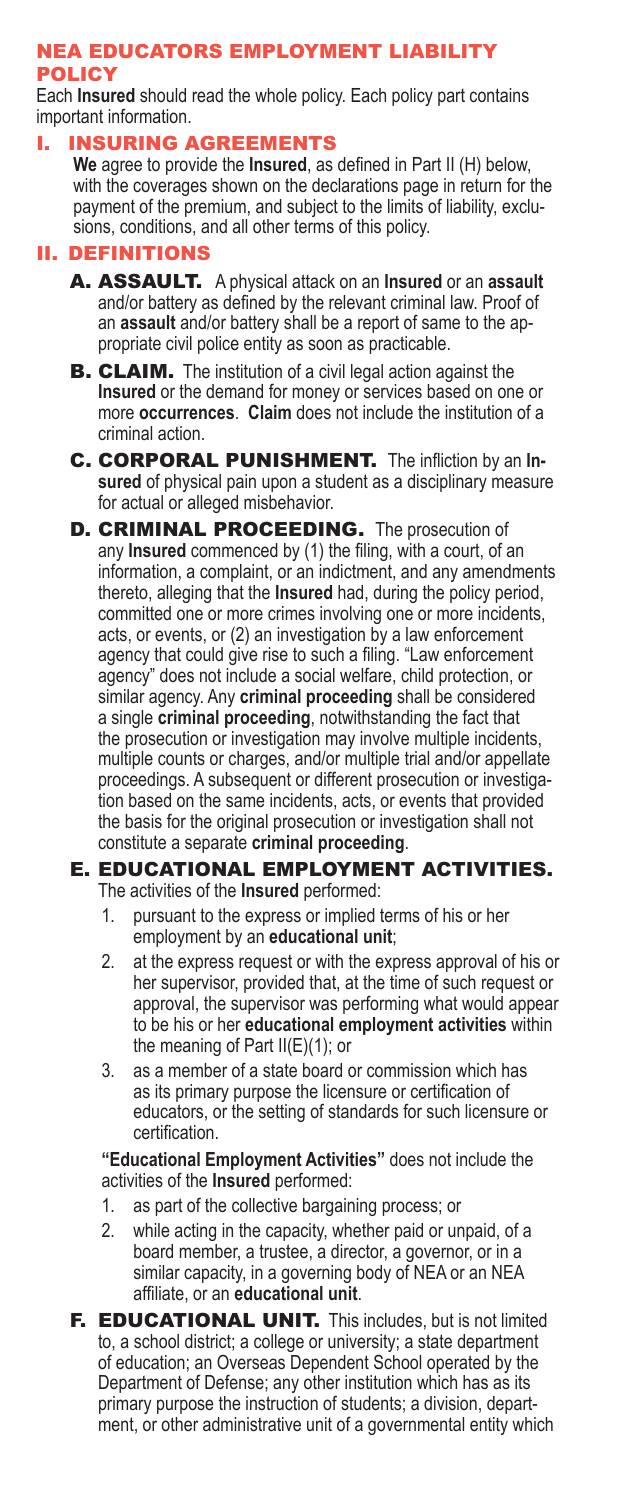# NEA EDUCATORS EMPLOYMENT LIABILITY POLICY

Each **Insured** should read the whole policy. Each policy part contains important information.

## I. INSURING AGREEMENTS

**We** agree to provide the **Insured**, as defined in Part II (H) below, with the coverages shown on the declarations page in return for the payment of the premium, and subject to the limits of liability, exclusions, conditions, and all other terms of this policy.

## II. DEFINITIONS

**A. ASSAULT.** A physical attack on an **Insured** or an **assault** and/or battery as defined by the relevant criminal law. Proof of an **assault** and/or battery shall be a report of same to the appropriate civil police entity as soon as practicable.

**B. CLAIM.** The institution of a civil legal action against the **Insured** or the demand for money or services based on one or more **occurrences**. **Claim** does not include the institution of a criminal action.

**C. CORPORAL PUNISHMENT.** The infliction by an **Insured** of physical pain upon a student as a disciplinary measure for actual or alleged misbehavior.

**D. CRIMINAL PROCEEDING.** The prosecution of any **Insured** commenced by (1) the filing, with a court, of an information, a complaint, or an indictment, and any amendments thereto, alleging that the **Insured** had, during the policy period, committed one or more crimes involving one or more incidents, acts, or events, or (2) an investigation by a law enforcement agency that could give rise to such a filing. "Law enforcement agency" does not include a social welfare, child protection, or similar agency. Any **criminal proceeding** shall be considered a single **criminal proceeding**, notwithstanding the fact that the prosecution or investigation may involve multiple incidents, multiple counts or charges, and/or multiple trial and/or appellate proceedings. A subsequent or different prosecution or investigation based on the same incidents, acts, or events that provided the basis for the original prosecution or investigation shall not constitute a separate **criminal proceeding**.

**E. EDUCATIONAL EMPLOYMENT ACTIVITIES.** The activities of the **Insured** performed:

1. pursuant to the express or implied terms of his or her employment by an **educational unit**;
2. at the express request or with the express approval of his or her supervisor, provided that, at the time of such request or approval, the supervisor was performing what would appear to be his or her **educational employment activities** within the meaning of Part II(E)(1); or
3. as a member of a state board or commission which has as its primary purpose the licensure or certification of educators, or the setting of standards for such licensure or certification.

**"Educational Employment Activities"** does not include the activities of the **Insured** performed:

1. as part of the collective bargaining process; or
2. while acting in the capacity, whether paid or unpaid, of a board member, a trustee, a director, a governor, or in a similar capacity, in a governing body of NEA or an NEA affiliate, or an **educational unit**.

**F. EDUCATIONAL UNIT.** This includes, but is not limited to, a school district; a college or university; a state department of education; an Overseas Dependent School operated by the Department of Defense; any other institution which has as its primary purpose the instruction of students; a division, department, or other administrative unit of a governmental entity which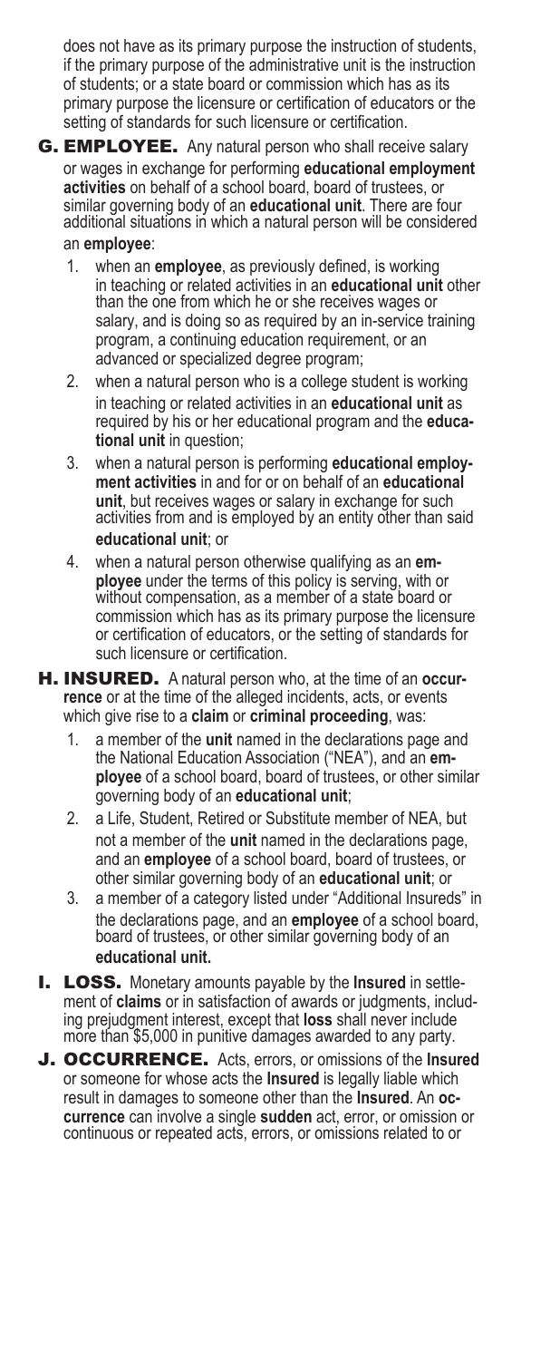does not have as its primary purpose the instruction of students, if the primary purpose of the administrative unit is the instruction of students; or a state board or commission which has as its primary purpose the licensure or certification of educators or the setting of standards for such licensure or certification.

**G. EMPLOYEE.** Any natural person who shall receive salary or wages in exchange for performing **educational employment activities** on behalf of a school board, board of trustees, or similar governing body of an **educational unit**. There are four additional situations in which a natural person will be considered an **employee**:

1. when an **employee**, as previously defined, is working in teaching or related activities in an **educational unit** other than the one from which he or she receives wages or salary, and is doing so as required by an in-service training program, a continuing education requirement, or an advanced or specialized degree program;
2. when a natural person who is a college student is working in teaching or related activities in an **educational unit** as required by his or her educational program and the **educational unit** in question;
3. when a natural person is performing **educational employment activities** in and for or on behalf of an **educational unit**, but receives wages or salary in exchange for such activities from and is employed by an entity other than said **educational unit**; or
4. when a natural person otherwise qualifying as an **employee** under the terms of this policy is serving, with or without compensation, as a member of a state board or commission which has as its primary purpose the licensure or certification of educators, or the setting of standards for such licensure or certification.

**H. INSURED.** A natural person who, at the time of an **occurrence** or at the time of the alleged incidents, acts, or events which give rise to a **claim** or **criminal proceeding**, was:

1. a member of the **unit** named in the declarations page and the National Education Association ("NEA"), and an **employee** of a school board, board of trustees, or other similar governing body of an **educational unit**;
2. a Life, Student, Retired or Substitute member of NEA, but not a member of the **unit** named in the declarations page, and an **employee** of a school board, board of trustees, or other similar governing body of an **educational unit**; or
3. a member of a category listed under "Additional Insureds" in the declarations page, and an **employee** of a school board, board of trustees, or other similar governing body of an **educational unit.**

**I. LOSS.** Monetary amounts payable by the **Insured** in settlement of **claims** or in satisfaction of awards or judgments, including prejudgment interest, except that **loss** shall never include more than $5,000 in punitive damages awarded to any party.

**J. OCCURRENCE.** Acts, errors, or omissions of the **Insured** or someone for whose acts the **Insured** is legally liable which result in damages to someone other than the **Insured**. An **occurrence** can involve a single **sudden** act, error, or omission or continuous or repeated acts, errors, or omissions related to or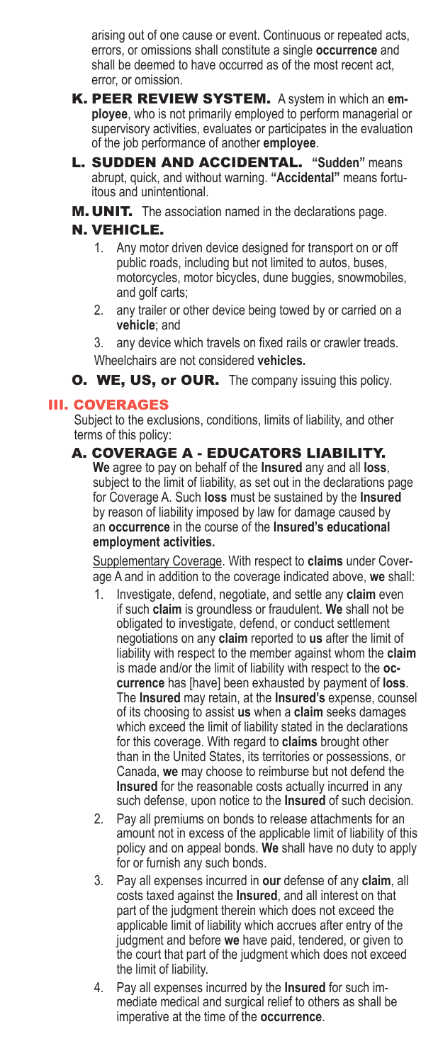arising out of one cause or event. Continuous or repeated acts, errors, or omissions shall constitute a single **occurrence** and shall be deemed to have occurred as of the most recent act, error, or omission.

**K. PEER REVIEW SYSTEM.** A system in which an **employee**, who is not primarily employed to perform managerial or supervisory activities, evaluates or participates in the evaluation of the job performance of another **employee**.

**L. SUDDEN AND ACCIDENTAL.** **"Sudden"** means abrupt, quick, and without warning. **"Accidental"** means fortuitous and unintentional.

**M. UNIT.** The association named in the declarations page.

**N. VEHICLE.**

1. Any motor driven device designed for transport on or off public roads, including but not limited to autos, buses, motorcycles, motor bicycles, dune buggies, snowmobiles, and golf carts;
2. any trailer or other device being towed by or carried on a **vehicle**; and
3. any device which travels on fixed rails or crawler treads.

Wheelchairs are not considered **vehicles.**

**O. WE, US, or OUR.** The company issuing this policy.

## III. COVERAGES

Subject to the exclusions, conditions, limits of liability, and other terms of this policy:

### A. COVERAGE A - EDUCATORS LIABILITY.

**We** agree to pay on behalf of the **Insured** any and all **loss**, subject to the limit of liability, as set out in the declarations page for Coverage A. Such **loss** must be sustained by the **Insured** by reason of liability imposed by law for damage caused by an **occurrence** in the course of the **Insured's educational employment activities.**

Supplementary Coverage. With respect to **claims** under Coverage A and in addition to the coverage indicated above, **we** shall:

1. Investigate, defend, negotiate, and settle any **claim** even if such **claim** is groundless or fraudulent. **We** shall not be obligated to investigate, defend, or conduct settlement negotiations on any **claim** reported to **us** after the limit of liability with respect to the member against whom the **claim** is made and/or the limit of liability with respect to the **occurrence** has [have] been exhausted by payment of **loss**. The **Insured** may retain, at the **Insured's** expense, counsel of its choosing to assist **us** when a **claim** seeks damages which exceed the limit of liability stated in the declarations for this coverage. With regard to **claims** brought other than in the United States, its territories or possessions, or Canada, **we** may choose to reimburse but not defend the **Insured** for the reasonable costs actually incurred in any such defense, upon notice to the **Insured** of such decision.
2. Pay all premiums on bonds to release attachments for an amount not in excess of the applicable limit of liability of this policy and on appeal bonds. **We** shall have no duty to apply for or furnish any such bonds.
3. Pay all expenses incurred in **our** defense of any **claim**, all costs taxed against the **Insured**, and all interest on that part of the judgment therein which does not exceed the applicable limit of liability which accrues after entry of the judgment and before **we** have paid, tendered, or given to the court that part of the judgment which does not exceed the limit of liability.
4. Pay all expenses incurred by the **Insured** for such immediate medical and surgical relief to others as shall be imperative at the time of the **occurrence**.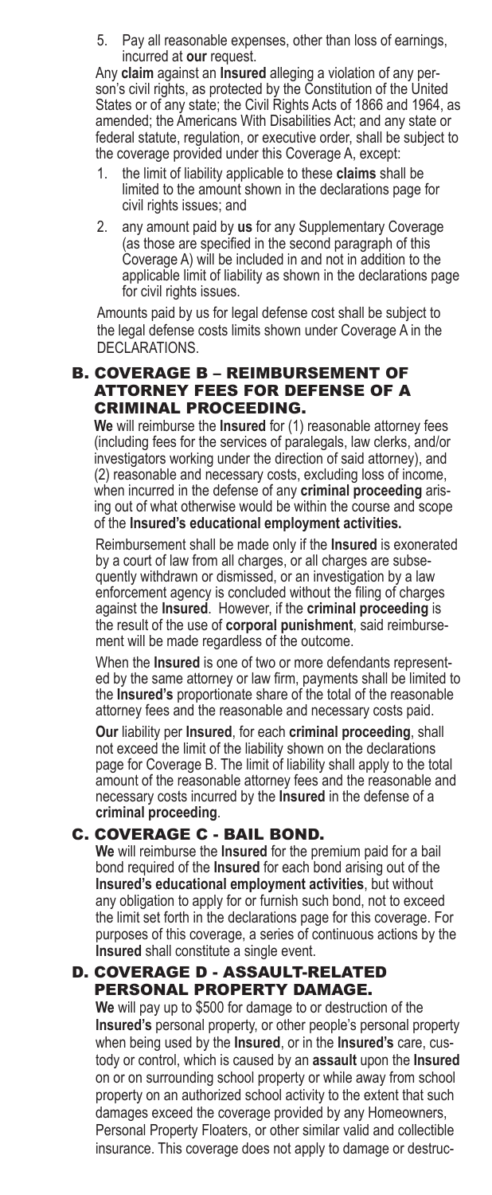5. Pay all reasonable expenses, other than loss of earnings, incurred at **our** request.

Any **claim** against an **Insured** alleging a violation of any person's civil rights, as protected by the Constitution of the United States or of any state; the Civil Rights Acts of 1866 and 1964, as amended; the Americans With Disabilities Act; and any state or federal statute, regulation, or executive order, shall be subject to the coverage provided under this Coverage A, except:

1. the limit of liability applicable to these **claims** shall be limited to the amount shown in the declarations page for civil rights issues; and
2. any amount paid by **us** for any Supplementary Coverage (as those are specified in the second paragraph of this Coverage A) will be included in and not in addition to the applicable limit of liability as shown in the declarations page for civil rights issues.

Amounts paid by us for legal defense cost shall be subject to the legal defense costs limits shown under Coverage A in the DECLARATIONS.

## B. COVERAGE B – REIMBURSEMENT OF ATTORNEY FEES FOR DEFENSE OF A CRIMINAL PROCEEDING.

**We** will reimburse the **Insured** for (1) reasonable attorney fees (including fees for the services of paralegals, law clerks, and/or investigators working under the direction of said attorney), and (2) reasonable and necessary costs, excluding loss of income, when incurred in the defense of any **criminal proceeding** arising out of what otherwise would be within the course and scope of the **Insured's educational employment activities.**

Reimbursement shall be made only if the **Insured** is exonerated by a court of law from all charges, or all charges are subsequently withdrawn or dismissed, or an investigation by a law enforcement agency is concluded without the filing of charges against the **Insured**. However, if the **criminal proceeding** is the result of the use of **corporal punishment**, said reimbursement will be made regardless of the outcome.

When the **Insured** is one of two or more defendants represented by the same attorney or law firm, payments shall be limited to the **Insured's** proportionate share of the total of the reasonable attorney fees and the reasonable and necessary costs paid.

**Our** liability per **Insured**, for each **criminal proceeding**, shall not exceed the limit of the liability shown on the declarations page for Coverage B. The limit of liability shall apply to the total amount of the reasonable attorney fees and the reasonable and necessary costs incurred by the **Insured** in the defense of a **criminal proceeding**.

## C. COVERAGE C - BAIL BOND.

**We** will reimburse the **Insured** for the premium paid for a bail bond required of the **Insured** for each bond arising out of the **Insured's educational employment activities**, but without any obligation to apply for or furnish such bond, not to exceed the limit set forth in the declarations page for this coverage. For purposes of this coverage, a series of continuous actions by the **Insured** shall constitute a single event.

## D. COVERAGE D - ASSAULT-RELATED PERSONAL PROPERTY DAMAGE.

**We** will pay up to $500 for damage to or destruction of the **Insured's** personal property, or other people's personal property when being used by the **Insured**, or in the **Insured's** care, custody or control, which is caused by an **assault** upon the **Insured** on or on surrounding school property or while away from school property on an authorized school activity to the extent that such damages exceed the coverage provided by any Homeowners, Personal Property Floaters, or other similar valid and collectible insurance. This coverage does not apply to damage or destruc-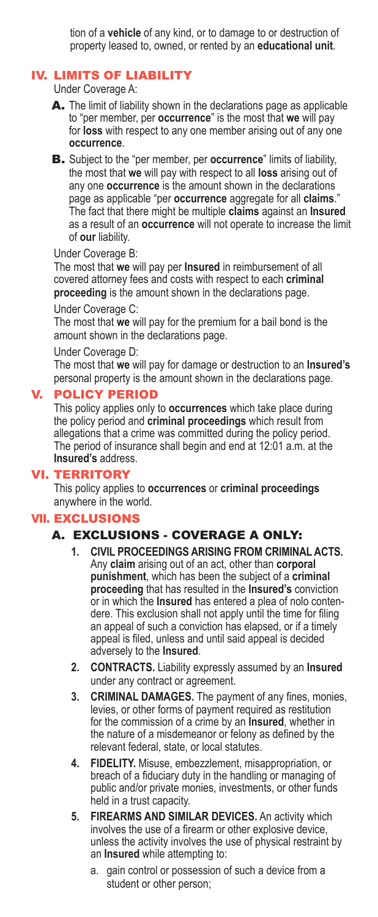tion of a **vehicle** of any kind, or to damage to or destruction of property leased to, owned, or rented by an **educational unit**.

## IV. LIMITS OF LIABILITY

Under Coverage A:

**A.** The limit of liability shown in the declarations page as applicable to "per member, per **occurrence**" is the most that **we** will pay for **loss** with respect to any one member arising out of any one **occurrence**.

**B.** Subject to the "per member, per **occurrence**" limits of liability, the most that **we** will pay with respect to all **loss** arising out of any one **occurrence** is the amount shown in the declarations page as applicable "per **occurrence** aggregate for all **claims**." The fact that there might be multiple **claims** against an **Insured** as a result of an **occurrence** will not operate to increase the limit of **our** liability.

Under Coverage B:

The most that **we** will pay per **Insured** in reimbursement of all covered attorney fees and costs with respect to each **criminal proceeding** is the amount shown in the declarations page.

Under Coverage C:

The most that **we** will pay for the premium for a bail bond is the amount shown in the declarations page.

Under Coverage D:

The most that **we** will pay for damage or destruction to an **Insured's** personal property is the amount shown in the declarations page.

## V. POLICY PERIOD

This policy applies only to **occurrences** which take place during the policy period and **criminal proceedings** which result from allegations that a crime was committed during the policy period. The period of insurance shall begin and end at 12:01 a.m. at the **Insured's** address.

## VI. TERRITORY

This policy applies to **occurrences** or **criminal proceedings** anywhere in the world.

## VII. EXCLUSIONS

### A. EXCLUSIONS - COVERAGE A ONLY:

1. **CIVIL PROCEEDINGS ARISING FROM CRIMINAL ACTS.** Any **claim** arising out of an act, other than **corporal punishment**, which has been the subject of a **criminal proceeding** that has resulted in the **Insured's** conviction or in which the **Insured** has entered a plea of nolo contendere. This exclusion shall not apply until the time for filing an appeal of such a conviction has elapsed, or if a timely appeal is filed, unless and until said appeal is decided adversely to the **Insured**.
2. **CONTRACTS.** Liability expressly assumed by an **Insured** under any contract or agreement.
3. **CRIMINAL DAMAGES.** The payment of any fines, monies, levies, or other forms of payment required as restitution for the commission of a crime by an **Insured**, whether in the nature of a misdemeanor or felony as defined by the relevant federal, state, or local statutes.
4. **FIDELITY.** Misuse, embezzlement, misappropriation, or breach of a fiduciary duty in the handling or managing of public and/or private monies, investments, or other funds held in a trust capacity.
5. **FIREARMS AND SIMILAR DEVICES.** An activity which involves the use of a firearm or other explosive device, unless the activity involves the use of physical restraint by an **Insured** while attempting to:
   a. gain control or possession of such a device from a student or other person;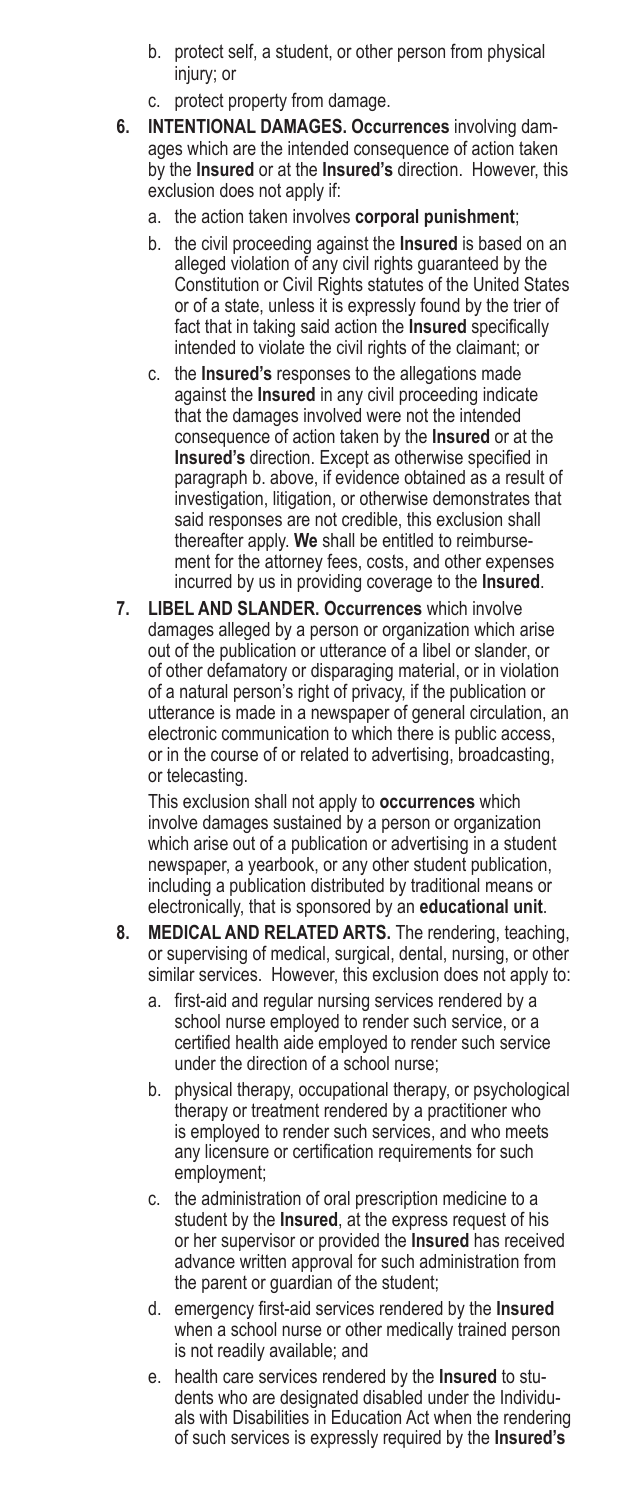b. protect self, a student, or other person from physical injury; or

   c. protect property from damage.

6. **INTENTIONAL DAMAGES. Occurrences** involving damages which are the intended consequence of action taken by the **Insured** or at the **Insured's** direction. However, this exclusion does not apply if:

   a. the action taken involves **corporal punishment**;

   b. the civil proceeding against the **Insured** is based on an alleged violation of any civil rights guaranteed by the Constitution or Civil Rights statutes of the United States or of a state, unless it is expressly found by the trier of fact that in taking said action the **Insured** specifically intended to violate the civil rights of the claimant; or

   c. the **Insured's** responses to the allegations made against the **Insured** in any civil proceeding indicate that the damages involved were not the intended consequence of action taken by the **Insured** or at the **Insured's** direction. Except as otherwise specified in paragraph b. above, if evidence obtained as a result of investigation, litigation, or otherwise demonstrates that said responses are not credible, this exclusion shall thereafter apply. **We** shall be entitled to reimbursement for the attorney fees, costs, and other expenses incurred by us in providing coverage to the **Insured**.

7. **LIBEL AND SLANDER. Occurrences** which involve damages alleged by a person or organization which arise out of the publication or utterance of a libel or slander, or of other defamatory or disparaging material, or in violation of a natural person's right of privacy, if the publication or utterance is made in a newspaper of general circulation, an electronic communication to which there is public access, or in the course of or related to advertising, broadcasting, or telecasting.

   This exclusion shall not apply to **occurrences** which involve damages sustained by a person or organization which arise out of a publication or advertising in a student newspaper, a yearbook, or any other student publication, including a publication distributed by traditional means or electronically, that is sponsored by an **educational unit**.

8. **MEDICAL AND RELATED ARTS.** The rendering, teaching, or supervising of medical, surgical, dental, nursing, or other similar services. However, this exclusion does not apply to:

   a. first-aid and regular nursing services rendered by a school nurse employed to render such service, or a certified health aide employed to render such service under the direction of a school nurse;

   b. physical therapy, occupational therapy, or psychological therapy or treatment rendered by a practitioner who is employed to render such services, and who meets any licensure or certification requirements for such employment;

   c. the administration of oral prescription medicine to a student by the **Insured**, at the express request of his or her supervisor or provided the **Insured** has received advance written approval for such administration from the parent or guardian of the student;

   d. emergency first-aid services rendered by the **Insured** when a school nurse or other medically trained person is not readily available; and

   e. health care services rendered by the **Insured** to students who are designated disabled under the Individuals with Disabilities in Education Act when the rendering of such services is expressly required by the **Insured's**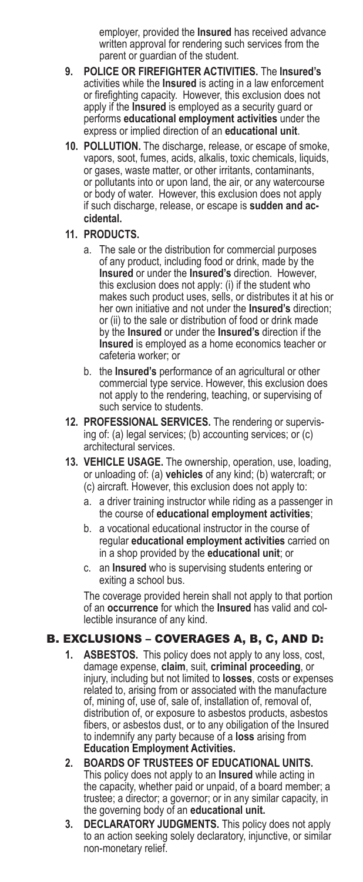employer, provided the **Insured** has received advance written approval for rendering such services from the parent or guardian of the student.

9. **POLICE OR FIREFIGHTER ACTIVITIES.** The **Insured's** activities while the **Insured** is acting in a law enforcement or firefighting capacity. However, this exclusion does not apply if the **Insured** is employed as a security guard or performs **educational employment activities** under the express or implied direction of an **educational unit**.

10. **POLLUTION.** The discharge, release, or escape of smoke, vapors, soot, fumes, acids, alkalis, toxic chemicals, liquids, or gases, waste matter, or other irritants, contaminants, or pollutants into or upon land, the air, or any watercourse or body of water. However, this exclusion does not apply if such discharge, release, or escape is **sudden and accidental.**

11. **PRODUCTS.**
    a. The sale or the distribution for commercial purposes of any product, including food or drink, made by the **Insured** or under the **Insured's** direction. However, this exclusion does not apply: (i) if the student who makes such product uses, sells, or distributes it at his or her own initiative and not under the **Insured's** direction; or (ii) to the sale or distribution of food or drink made by the **Insured** or under the **Insured's** direction if the **Insured** is employed as a home economics teacher or cafeteria worker; or
    b. the **Insured's** performance of an agricultural or other commercial type service. However, this exclusion does not apply to the rendering, teaching, or supervising of such service to students.

12. **PROFESSIONAL SERVICES.** The rendering or supervising of: (a) legal services; (b) accounting services; or (c) architectural services.

13. **VEHICLE USAGE.** The ownership, operation, use, loading, or unloading of: (a) **vehicles** of any kind; (b) watercraft; or (c) aircraft. However, this exclusion does not apply to:
    a. a driver training instructor while riding as a passenger in the course of **educational employment activities**;
    b. a vocational educational instructor in the course of regular **educational employment activities** carried on in a shop provided by the **educational unit**; or
    c. an **Insured** who is supervising students entering or exiting a school bus.

    The coverage provided herein shall not apply to that portion of an **occurrence** for which the **Insured** has valid and collectible insurance of any kind.

## B. EXCLUSIONS – COVERAGES A, B, C, AND D:

1. **ASBESTOS.** This policy does not apply to any loss, cost, damage expense, **claim**, suit, **criminal proceeding**, or injury, including but not limited to **losses**, costs or expenses related to, arising from or associated with the manufacture of, mining of, use of, sale of, installation of, removal of, distribution of, or exposure to asbestos products, asbestos fibers, or asbestos dust, or to any obligation of the Insured to indemnify any party because of a **loss** arising from **Education Employment Activities.**

2. **BOARDS OF TRUSTEES OF EDUCATIONAL UNITS.** This policy does not apply to an **Insured** while acting in the capacity, whether paid or unpaid, of a board member; a trustee; a director; a governor; or in any similar capacity, in the governing body of an **educational unit.**

3. **DECLARATORY JUDGMENTS.** This policy does not apply to an action seeking solely declaratory, injunctive, or similar non-monetary relief.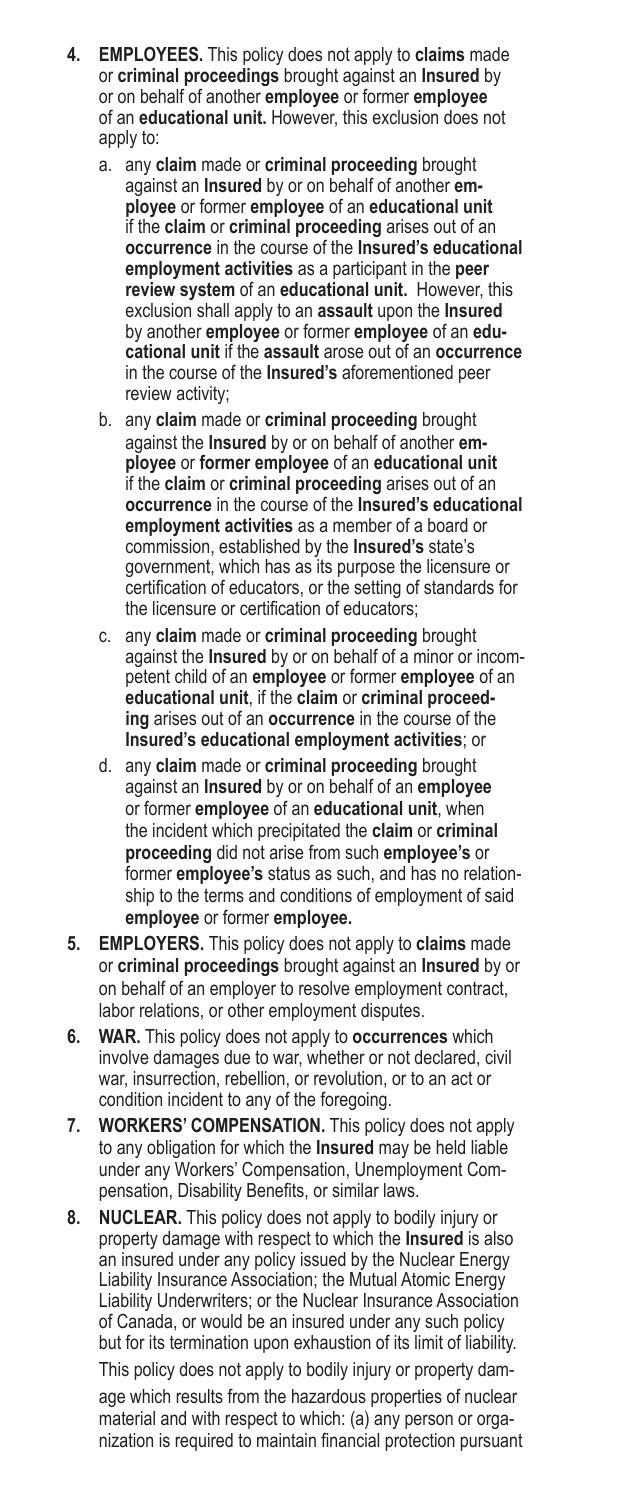4. **EMPLOYEES.** This policy does not apply to **claims** made or **criminal proceedings** brought against an **Insured** by or on behalf of another **employee** or former **employee** of an **educational unit.** However, this exclusion does not apply to:

   a. any **claim** made or **criminal proceeding** brought against an **Insured** by or on behalf of another **employee** or former **employee** of an **educational unit** if the **claim** or **criminal proceeding** arises out of an **occurrence** in the course of the **Insured's educational employment activities** as a participant in the **peer review system** of an **educational unit.** However, this exclusion shall apply to an **assault** upon the **Insured** by another **employee** or former **employee** of an **educational unit** if the **assault** arose out of an **occurrence** in the course of the **Insured's** aforementioned peer review activity;

   b. any **claim** made or **criminal proceeding** brought against the **Insured** by or on behalf of another **employee** or **former employee** of an **educational unit** if the **claim** or **criminal proceeding** arises out of an **occurrence** in the course of the **Insured's educational employment activities** as a member of a board or commission, established by the **Insured's** state's government, which has as its purpose the licensure or certification of educators, or the setting of standards for the licensure or certification of educators;

   c. any **claim** made or **criminal proceeding** brought against the **Insured** by or on behalf of a minor or incompetent child of an **employee** or former **employee** of an **educational unit**, if the **claim** or **criminal proceeding** arises out of an **occurrence** in the course of the **Insured's educational employment activities**; or

   d. any **claim** made or **criminal proceeding** brought against an **Insured** by or on behalf of an **employee** or former **employee** of an **educational unit**, when the incident which precipitated the **claim** or **criminal proceeding** did not arise from such **employee's** or former **employee's** status as such, and has no relationship to the terms and conditions of employment of said **employee** or former **employee.**

5. **EMPLOYERS.** This policy does not apply to **claims** made or **criminal proceedings** brought against an **Insured** by or on behalf of an employer to resolve employment contract, labor relations, or other employment disputes.

6. **WAR.** This policy does not apply to **occurrences** which involve damages due to war, whether or not declared, civil war, insurrection, rebellion, or revolution, or to an act or condition incident to any of the foregoing.

7. **WORKERS' COMPENSATION.** This policy does not apply to any obligation for which the **Insured** may be held liable under any Workers' Compensation, Unemployment Compensation, Disability Benefits, or similar laws.

8. **NUCLEAR.** This policy does not apply to bodily injury or property damage with respect to which the **Insured** is also an insured under any policy issued by the Nuclear Energy Liability Insurance Association; the Mutual Atomic Energy Liability Underwriters; or the Nuclear Insurance Association of Canada, or would be an insured under any such policy but for its termination upon exhaustion of its limit of liability.

   This policy does not apply to bodily injury or property damage which results from the hazardous properties of nuclear material and with respect to which: (a) any person or organization is required to maintain financial protection pursuant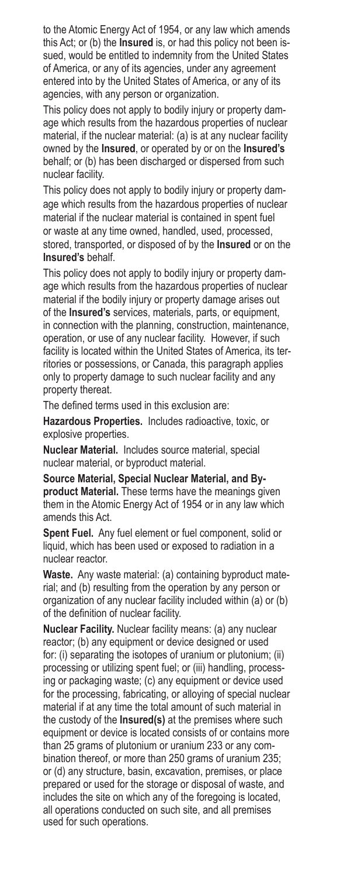to the Atomic Energy Act of 1954, or any law which amends this Act; or (b) the **Insured** is, or had this policy not been issued, would be entitled to indemnity from the United States of America, or any of its agencies, under any agreement entered into by the United States of America, or any of its agencies, with any person or organization.

This policy does not apply to bodily injury or property damage which results from the hazardous properties of nuclear material, if the nuclear material: (a) is at any nuclear facility owned by the **Insured**, or operated by or on the **Insured's** behalf; or (b) has been discharged or dispersed from such nuclear facility.

This policy does not apply to bodily injury or property damage which results from the hazardous properties of nuclear material if the nuclear material is contained in spent fuel or waste at any time owned, handled, used, processed, stored, transported, or disposed of by the **Insured** or on the **Insured's** behalf.

This policy does not apply to bodily injury or property damage which results from the hazardous properties of nuclear material if the bodily injury or property damage arises out of the **Insured's** services, materials, parts, or equipment, in connection with the planning, construction, maintenance, operation, or use of any nuclear facility. However, if such facility is located within the United States of America, its territories or possessions, or Canada, this paragraph applies only to property damage to such nuclear facility and any property thereat.

The defined terms used in this exclusion are:

**Hazardous Properties.** Includes radioactive, toxic, or explosive properties.

**Nuclear Material.** Includes source material, special nuclear material, or byproduct material.

**Source Material, Special Nuclear Material, and Byproduct Material.** These terms have the meanings given them in the Atomic Energy Act of 1954 or in any law which amends this Act.

**Spent Fuel.** Any fuel element or fuel component, solid or liquid, which has been used or exposed to radiation in a nuclear reactor.

**Waste.** Any waste material: (a) containing byproduct material; and (b) resulting from the operation by any person or organization of any nuclear facility included within (a) or (b) of the definition of nuclear facility.

**Nuclear Facility.** Nuclear facility means: (a) any nuclear reactor; (b) any equipment or device designed or used for: (i) separating the isotopes of uranium or plutonium; (ii) processing or utilizing spent fuel; or (iii) handling, processing or packaging waste; (c) any equipment or device used for the processing, fabricating, or alloying of special nuclear material if at any time the total amount of such material in the custody of the **Insured(s)** at the premises where such equipment or device is located consists of or contains more than 25 grams of plutonium or uranium 233 or any combination thereof, or more than 250 grams of uranium 235; or (d) any structure, basin, excavation, premises, or place prepared or used for the storage or disposal of waste, and includes the site on which any of the foregoing is located, all operations conducted on such site, and all premises used for such operations.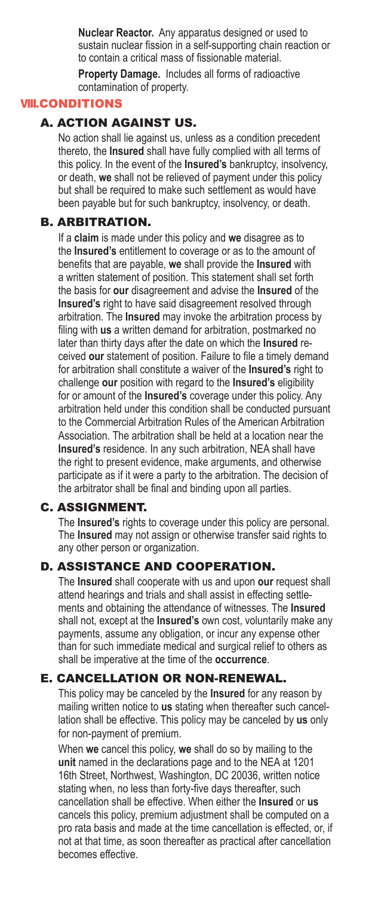**Nuclear Reactor.** Any apparatus designed or used to sustain nuclear fission in a self-supporting chain reaction or to contain a critical mass of fissionable material.

**Property Damage.** Includes all forms of radioactive contamination of property.

## VIII. CONDITIONS

### A. ACTION AGAINST US.

No action shall lie against us, unless as a condition precedent thereto, the **Insured** shall have fully complied with all terms of this policy. In the event of the **Insured's** bankruptcy, insolvency, or death, **we** shall not be relieved of payment under this policy but shall be required to make such settlement as would have been payable but for such bankruptcy, insolvency, or death.

### B. ARBITRATION.

If a **claim** is made under this policy and **we** disagree as to the **Insured's** entitlement to coverage or as to the amount of benefits that are payable, **we** shall provide the **Insured** with a written statement of position. This statement shall set forth the basis for **our** disagreement and advise the **Insured** of the **Insured's** right to have said disagreement resolved through arbitration. The **Insured** may invoke the arbitration process by filing with **us** a written demand for arbitration, postmarked no later than thirty days after the date on which the **Insured** received **our** statement of position. Failure to file a timely demand for arbitration shall constitute a waiver of the **Insured's** right to challenge **our** position with regard to the **Insured's** eligibility for or amount of the **Insured's** coverage under this policy. Any arbitration held under this condition shall be conducted pursuant to the Commercial Arbitration Rules of the American Arbitration Association. The arbitration shall be held at a location near the **Insured's** residence. In any such arbitration, NEA shall have the right to present evidence, make arguments, and otherwise participate as if it were a party to the arbitration. The decision of the arbitrator shall be final and binding upon all parties.

### C. ASSIGNMENT.

The **Insured's** rights to coverage under this policy are personal. The **Insured** may not assign or otherwise transfer said rights to any other person or organization.

### D. ASSISTANCE AND COOPERATION.

The **Insured** shall cooperate with us and upon **our** request shall attend hearings and trials and shall assist in effecting settlements and obtaining the attendance of witnesses. The **Insured** shall not, except at the **Insured's** own cost, voluntarily make any payments, assume any obligation, or incur any expense other than for such immediate medical and surgical relief to others as shall be imperative at the time of the **occurrence**.

### E. CANCELLATION OR NON-RENEWAL.

This policy may be canceled by the **Insured** for any reason by mailing written notice to **us** stating when thereafter such cancellation shall be effective. This policy may be canceled by **us** only for non-payment of premium.

When **we** cancel this policy, **we** shall do so by mailing to the **unit** named in the declarations page and to the NEA at 1201 16th Street, Northwest, Washington, DC 20036, written notice stating when, no less than forty-five days thereafter, such cancellation shall be effective. When either the **Insured** or **us** cancels this policy, premium adjustment shall be computed on a pro rata basis and made at the time cancellation is effected, or, if not at that time, as soon thereafter as practical after cancellation becomes effective.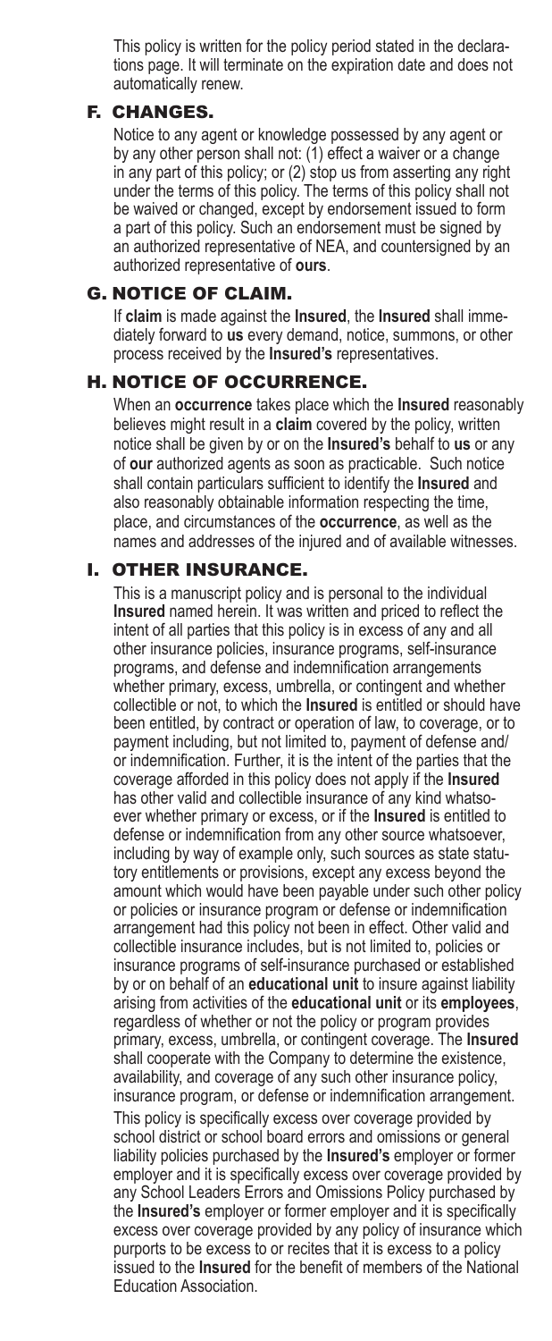This policy is written for the policy period stated in the declarations page. It will terminate on the expiration date and does not automatically renew.

## F. CHANGES.

Notice to any agent or knowledge possessed by any agent or by any other person shall not: (1) effect a waiver or a change in any part of this policy; or (2) stop us from asserting any right under the terms of this policy. The terms of this policy shall not be waived or changed, except by endorsement issued to form a part of this policy. Such an endorsement must be signed by an authorized representative of NEA, and countersigned by an authorized representative of **ours**.

## G. NOTICE OF CLAIM.

If **claim** is made against the **Insured**, the **Insured** shall immediately forward to **us** every demand, notice, summons, or other process received by the **Insured's** representatives.

## H. NOTICE OF OCCURRENCE.

When an **occurrence** takes place which the **Insured** reasonably believes might result in a **claim** covered by the policy, written notice shall be given by or on the **Insured's** behalf to **us** or any of **our** authorized agents as soon as practicable. Such notice shall contain particulars sufficient to identify the **Insured** and also reasonably obtainable information respecting the time, place, and circumstances of the **occurrence**, as well as the names and addresses of the injured and of available witnesses.

## I. OTHER INSURANCE.

This is a manuscript policy and is personal to the individual **Insured** named herein. It was written and priced to reflect the intent of all parties that this policy is in excess of any and all other insurance policies, insurance programs, self-insurance programs, and defense and indemnification arrangements whether primary, excess, umbrella, or contingent and whether collectible or not, to which the **Insured** is entitled or should have been entitled, by contract or operation of law, to coverage, or to payment including, but not limited to, payment of defense and/or indemnification. Further, it is the intent of the parties that the coverage afforded in this policy does not apply if the **Insured** has other valid and collectible insurance of any kind whatsoever whether primary or excess, or if the **Insured** is entitled to defense or indemnification from any other source whatsoever, including by way of example only, such sources as state statutory entitlements or provisions, except any excess beyond the amount which would have been payable under such other policy or policies or insurance program or defense or indemnification arrangement had this policy not been in effect. Other valid and collectible insurance includes, but is not limited to, policies or insurance programs of self-insurance purchased or established by or on behalf of an **educational unit** to insure against liability arising from activities of the **educational unit** or its **employees**, regardless of whether or not the policy or program provides primary, excess, umbrella, or contingent coverage. The **Insured** shall cooperate with the Company to determine the existence, availability, and coverage of any such other insurance policy, insurance program, or defense or indemnification arrangement.

This policy is specifically excess over coverage provided by school district or school board errors and omissions or general liability policies purchased by the **Insured's** employer or former employer and it is specifically excess over coverage provided by any School Leaders Errors and Omissions Policy purchased by the **Insured's** employer or former employer and it is specifically excess over coverage provided by any policy of insurance which purports to be excess to or recites that it is excess to a policy issued to the **Insured** for the benefit of members of the National Education Association.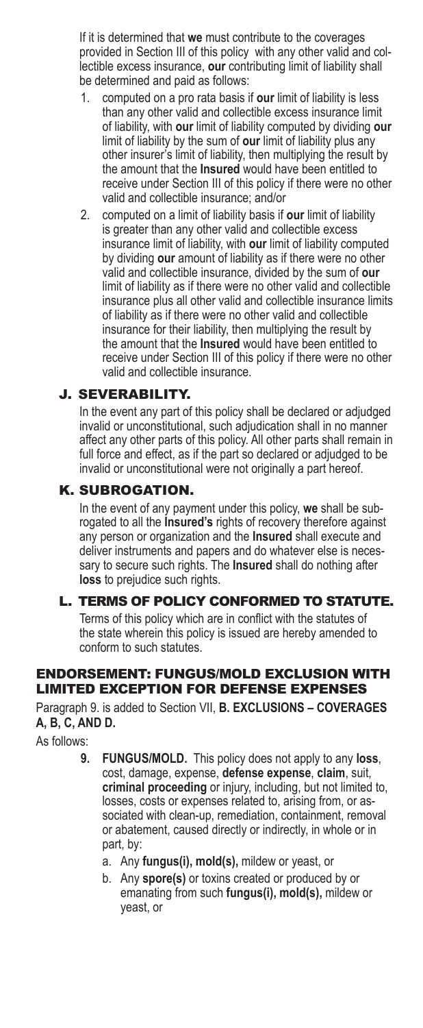If it is determined that **we** must contribute to the coverages provided in Section III of this policy with any other valid and collectible excess insurance, **our** contributing limit of liability shall be determined and paid as follows:

1. computed on a pro rata basis if **our** limit of liability is less than any other valid and collectible excess insurance limit of liability, with **our** limit of liability computed by dividing **our** limit of liability by the sum of **our** limit of liability plus any other insurer's limit of liability, then multiplying the result by the amount that the **Insured** would have been entitled to receive under Section III of this policy if there were no other valid and collectible insurance; and/or
2. computed on a limit of liability basis if **our** limit of liability is greater than any other valid and collectible excess insurance limit of liability, with **our** limit of liability computed by dividing **our** amount of liability as if there were no other valid and collectible insurance, divided by the sum of **our** limit of liability as if there were no other valid and collectible insurance plus all other valid and collectible insurance limits of liability as if there were no other valid and collectible insurance for their liability, then multiplying the result by the amount that the **Insured** would have been entitled to receive under Section III of this policy if there were no other valid and collectible insurance.

### J. SEVERABILITY.

In the event any part of this policy shall be declared or adjudged invalid or unconstitutional, such adjudication shall in no manner affect any other parts of this policy. All other parts shall remain in full force and effect, as if the part so declared or adjudged to be invalid or unconstitutional were not originally a part hereof.

### K. SUBROGATION.

In the event of any payment under this policy, **we** shall be subrogated to all the **Insured's** rights of recovery therefore against any person or organization and the **Insured** shall execute and deliver instruments and papers and do whatever else is necessary to secure such rights. The **Insured** shall do nothing after **loss** to prejudice such rights.

### L. TERMS OF POLICY CONFORMED TO STATUTE.

Terms of this policy which are in conflict with the statutes of the state wherein this policy is issued are hereby amended to conform to such statutes.

## ENDORSEMENT: FUNGUS/MOLD EXCLUSION WITH LIMITED EXCEPTION FOR DEFENSE EXPENSES

Paragraph 9. is added to Section VII, **B. EXCLUSIONS – COVERAGES A, B, C, AND D.**

As follows:

9. **FUNGUS/MOLD.** This policy does not apply to any **loss**, cost, damage, expense, **defense expense**, **claim**, suit, **criminal proceeding** or injury, including, but not limited to, losses, costs or expenses related to, arising from, or associated with clean-up, remediation, containment, removal or abatement, caused directly or indirectly, in whole or in part, by:
   a. Any **fungus(i), mold(s),** mildew or yeast, or
   b. Any **spore(s)** or toxins created or produced by or emanating from such **fungus(i), mold(s),** mildew or yeast, or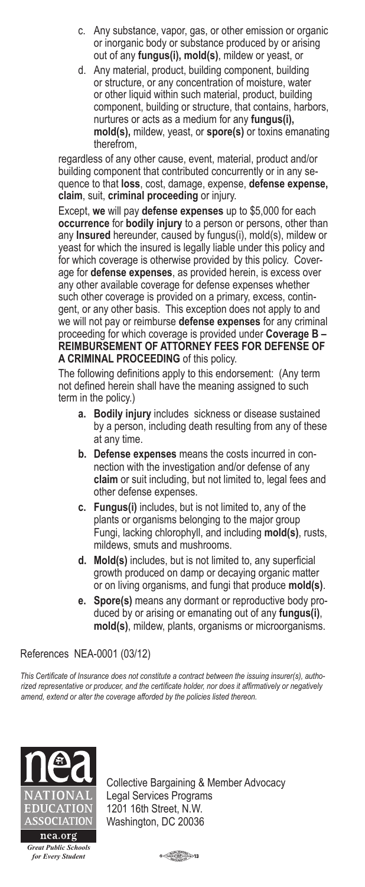c. Any substance, vapor, gas, or other emission or organic or inorganic body or substance produced by or arising out of any **fungus(i), mold(s)**, mildew or yeast, or

d. Any material, product, building component, building or structure, or any concentration of moisture, water or other liquid within such material, product, building component, building or structure, that contains, harbors, nurtures or acts as a medium for any **fungus(i), mold(s),** mildew, yeast, or **spore(s)** or toxins emanating therefrom,

regardless of any other cause, event, material, product and/or building component that contributed concurrently or in any sequence to that **loss**, cost, damage, expense, **defense expense, claim**, suit, **criminal proceeding** or injury.

Except, **we** will pay **defense expenses** up to $5,000 for each **occurrence** for **bodily injury** to a person or persons, other than any **Insured** hereunder, caused by fungus(i), mold(s), mildew or yeast for which the insured is legally liable under this policy and for which coverage is otherwise provided by this policy. Coverage for **defense expenses**, as provided herein, is excess over any other available coverage for defense expenses whether such other coverage is provided on a primary, excess, contingent, or any other basis. This exception does not apply to and we will not pay or reimburse **defense expenses** for any criminal proceeding for which coverage is provided under **Coverage B – REIMBURSEMENT OF ATTORNEY FEES FOR DEFENSE OF A CRIMINAL PROCEEDING** of this policy.

The following definitions apply to this endorsement: (Any term not defined herein shall have the meaning assigned to such term in the policy.)

**a. Bodily injury** includes sickness or disease sustained by a person, including death resulting from any of these at any time.

**b. Defense expenses** means the costs incurred in connection with the investigation and/or defense of any **claim** or suit including, but not limited to, legal fees and other defense expenses.

**c. Fungus(i)** includes, but is not limited to, any of the plants or organisms belonging to the major group Fungi, lacking chlorophyll, and including **mold(s)**, rusts, mildews, smuts and mushrooms.

**d. Mold(s)** includes, but is not limited to, any superficial growth produced on damp or decaying organic matter or on living organisms, and fungi that produce **mold(s)**.

**e. Spore(s)** means any dormant or reproductive body produced by or arising or emanating out of any **fungus(i)**, **mold(s)**, mildew, plants, organisms or microorganisms.

References NEA-0001 (03/12)

*This Certificate of Insurance does not constitute a contract between the issuing insurer(s), authorized representative or producer, and the certificate holder, nor does it affirmatively or negatively amend, extend or alter the coverage afforded by the policies listed thereon.*

nea
NATIONAL EDUCATION ASSOCIATION
nea.org
*Great Public Schools for Every Student*

Collective Bargaining & Member Advocacy
Legal Services Programs
1201 16th Street, N.W.
Washington, DC 20036